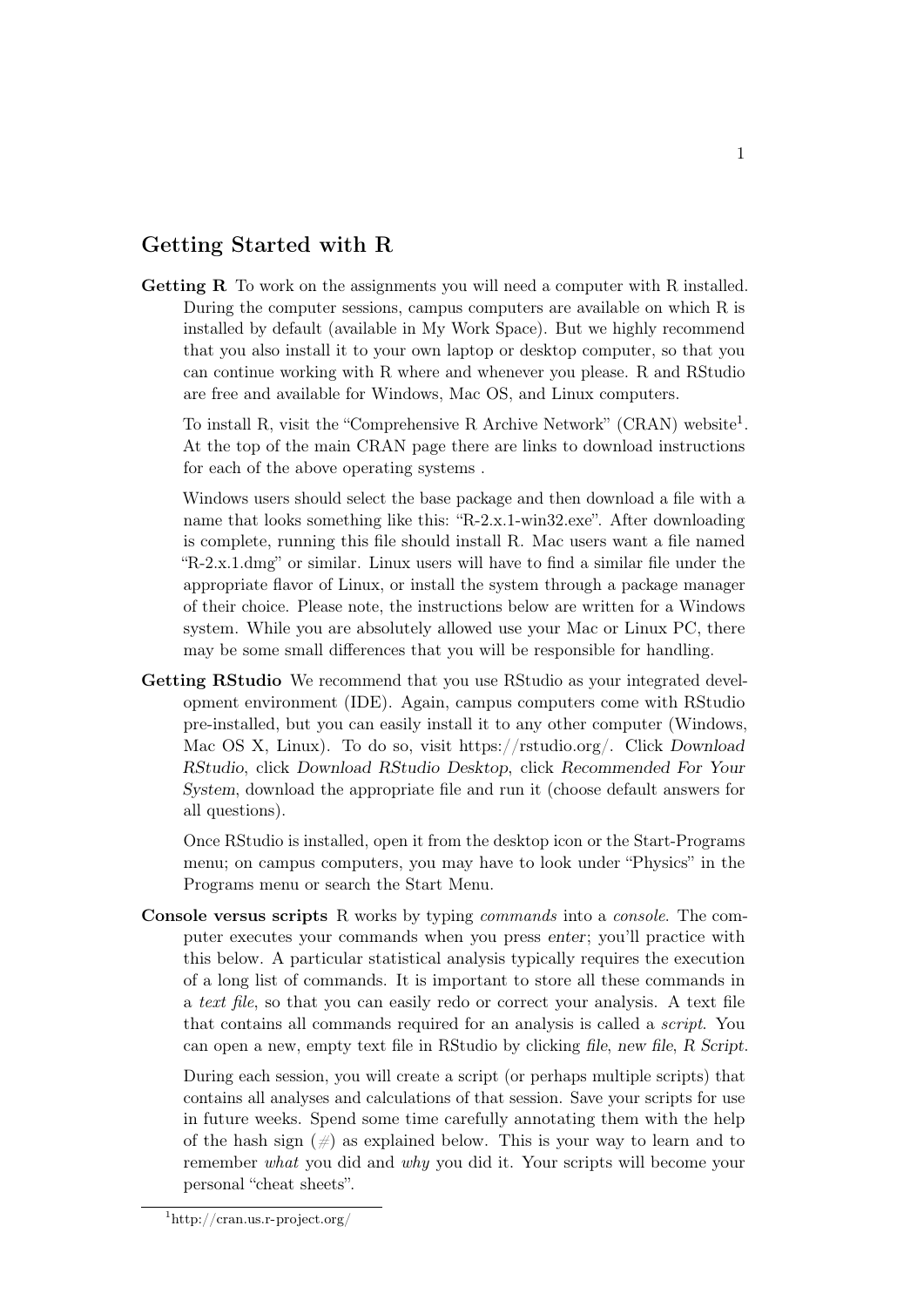## Getting Started with R

**Getting R** To work on the assignments you will need a computer with R installed. During the computer sessions, campus computers are available on which R is installed by default (available in My Work Space). But we highly recommend that you also install it to your own laptop or desktop computer, so that you can continue working with R where and whenever you please. R and RStudio are free and available for Windows, Mac OS, and Linux computers.

To install R, visit the "Comprehensive R Archive Network" (CRAN) website[1]. At the top of the main CRAN page there are links to download instructions for each of the above operating systems .

Windows users should select the base package and then download a file with a name that looks something like this: "R-2.x.1-win32.exe". After downloading is complete, running this file should install R. Mac users want a file named "R-2.x.1.dmg" or similar. Linux users will have to find a similar file under the appropriate flavor of Linux, or install the system through a package manager of their choice. Please note, the instructions below are written for a Windows system. While you are absolutely allowed use your Mac or Linux PC, there may be some small differences that you will be responsible for handling.

**Getting RStudio** We recommend that you use RStudio as your integrated development environment (IDE). Again, campus computers come with RStudio pre-installed, but you can easily install it to any other computer (Windows, Mac OS X, Linux). To do so, visit https://rstudio.org/. Click *Download RStudio*, click *Download RStudio Desktop*, click *Recommended For Your System*, download the appropriate file and run it (choose default answers for all questions).

Once RStudio is installed, open it from the desktop icon or the Start-Programs menu; on campus computers, you may have to look under "Physics" in the Programs menu or search the Start Menu.

**Console versus scripts** R works by typing *commands* into a *console*. The computer executes your commands when you press *enter*; you'll practice with this below. A particular statistical analysis typically requires the execution of a long list of commands. It is important to store all these commands in a *text file*, so that you can easily redo or correct your analysis. A text file that contains all commands required for an analysis is called a *script*. You can open a new, empty text file in RStudio by clicking *file*, *new file*, *R Script*.

During each session, you will create a script (or perhaps multiple scripts) that contains all analyses and calculations of that session. Save your scripts for use in future weeks. Spend some time carefully annotating them with the help of the hash sign (#) as explained below. This is your way to learn and to remember *what* you did and *why* you did it. Your scripts will become your personal "cheat sheets".

---

[1] http://cran.us.r-project.org/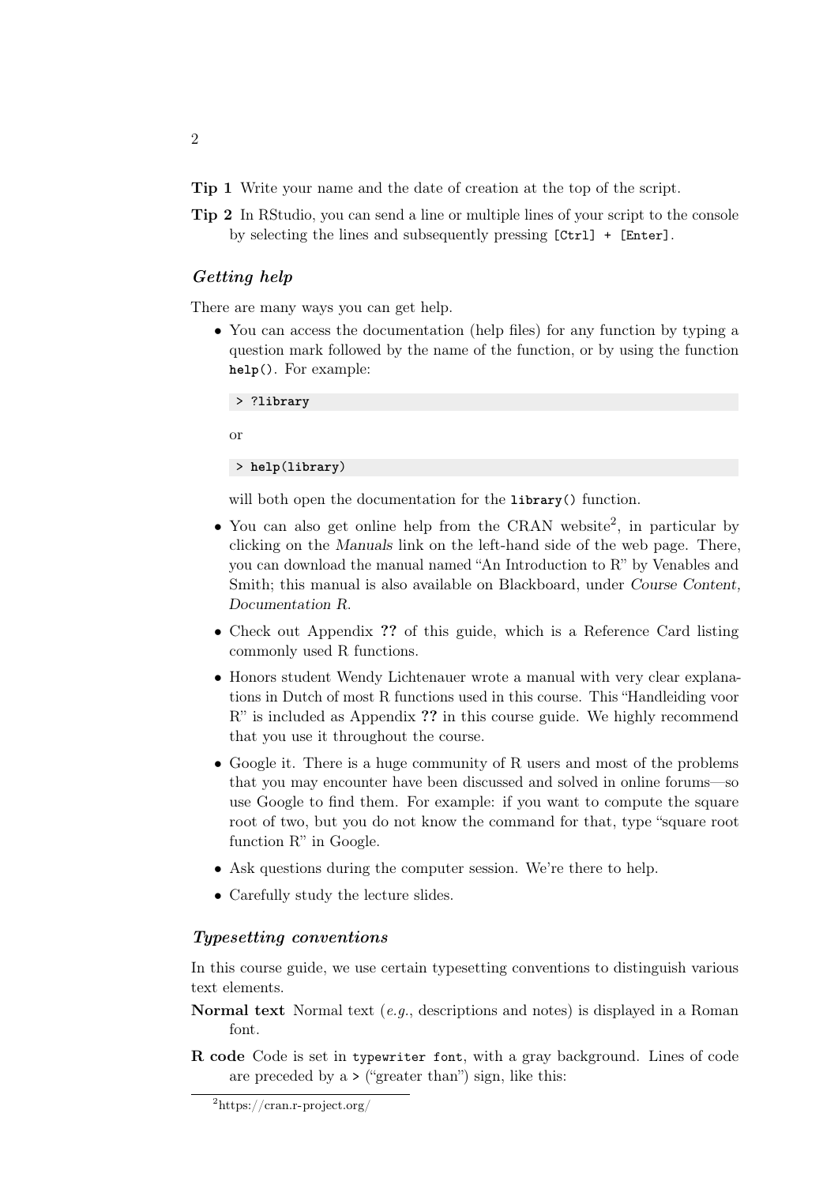**Tip 1** Write your name and the date of creation at the top of the script.

**Tip 2** In RStudio, you can send a line or multiple lines of your script to the console by selecting the lines and subsequently pressing `[Ctrl] + [Enter]`.

### *Getting help*

There are many ways you can get help.

- You can access the documentation (help files) for any function by typing a question mark followed by the name of the function, or by using the function `help()`. For example:

  ```
  > ?library
  ```

  or

  ```
  > help(library)
  ```

  will both open the documentation for the `library()` function.

- You can also get online help from the CRAN website[2], in particular by clicking on the *Manuals* link on the left-hand side of the web page. There, you can download the manual named "An Introduction to R" by Venables and Smith; this manual is also available on Blackboard, under *Course Content, Documentation R*.

- Check out Appendix **??** of this guide, which is a Reference Card listing commonly used R functions.

- Honors student Wendy Lichtenauer wrote a manual with very clear explanations in Dutch of most R functions used in this course. This "Handleiding voor R" is included as Appendix **??** in this course guide. We highly recommend that you use it throughout the course.

- Google it. There is a huge community of R users and most of the problems that you may encounter have been discussed and solved in online forums—so use Google to find them. For example: if you want to compute the square root of two, but you do not know the command for that, type "square root function R" in Google.

- Ask questions during the computer session. We're there to help.

- Carefully study the lecture slides.

### *Typesetting conventions*

In this course guide, we use certain typesetting conventions to distinguish various text elements.

**Normal text** Normal text (*e.g.*, descriptions and notes) is displayed in a Roman font.

**R code** Code is set in `typewriter font`, with a gray background. Lines of code are preceded by a `>` ("greater than") sign, like this:

[2] https://cran.r-project.org/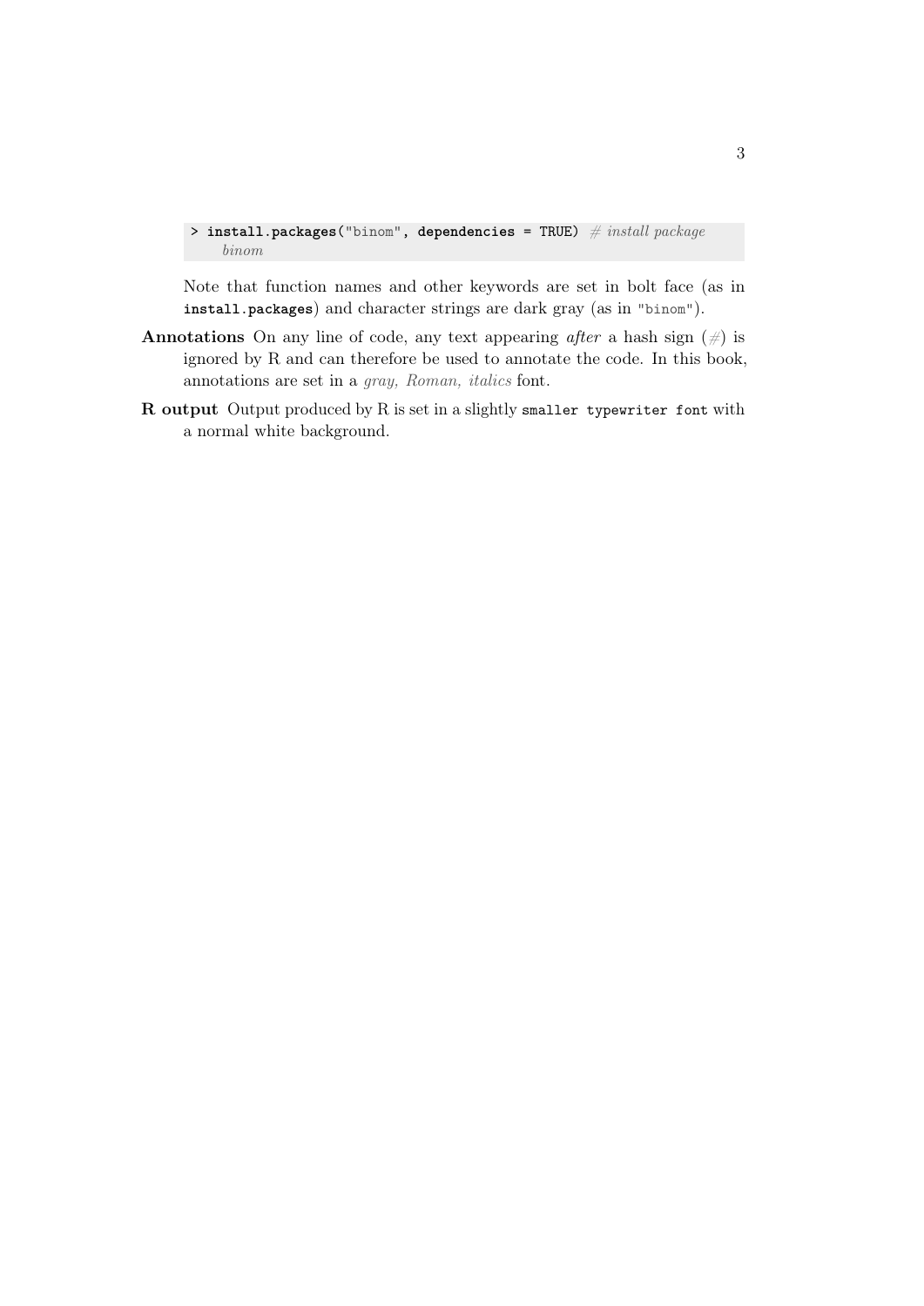```
> install.packages("binom", dependencies = TRUE) # install package binom
```

Note that function names and other keywords are set in bolt face (as in **`install.packages`**) and character strings are dark gray (as in `"binom"`).

**Annotations** On any line of code, any text appearing *after* a hash sign (#) is ignored by R and can therefore be used to annotate the code. In this book, annotations are set in a *gray, Roman, italics* font.

**R output** Output produced by R is set in a slightly `smaller typewriter font` with a normal white background.